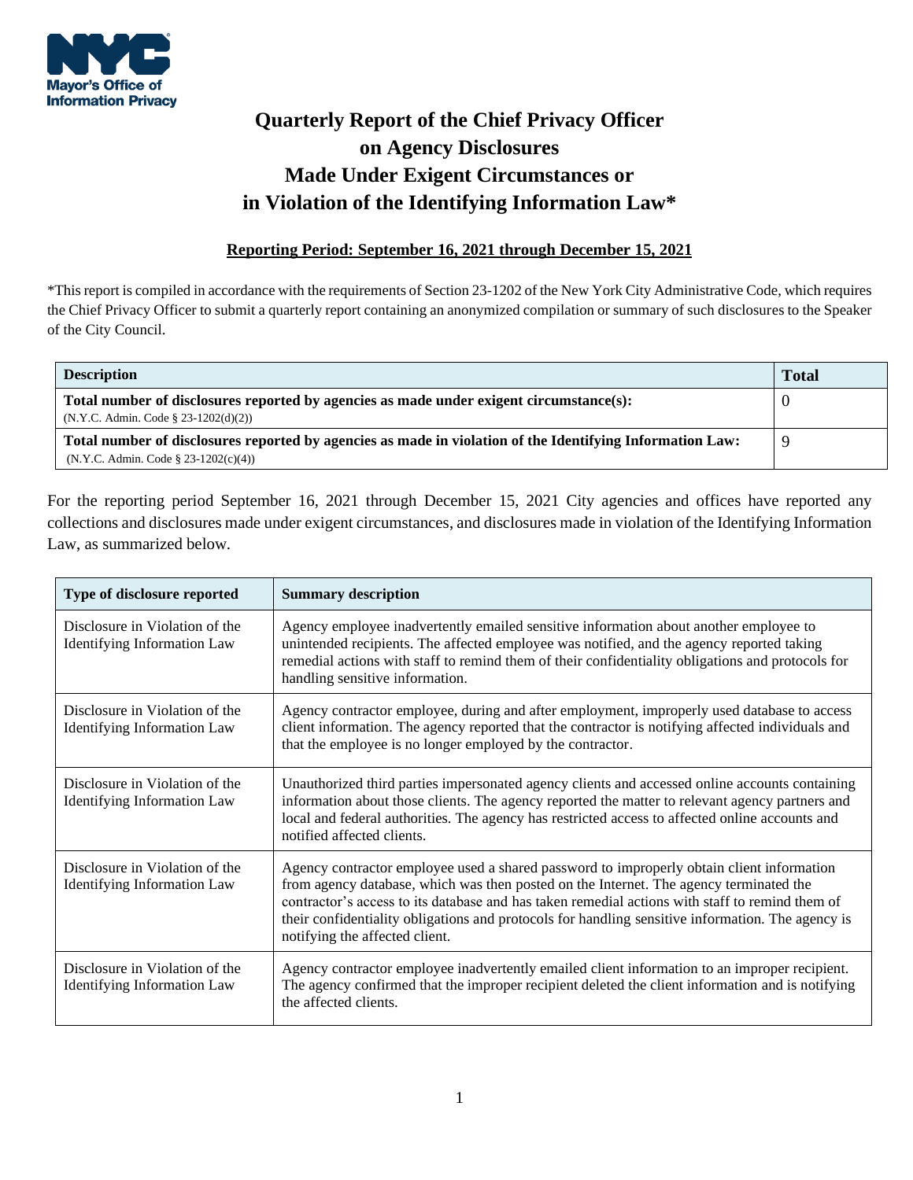Mayor's Office of Information Privacy

# Quarterly Report of the Chief Privacy Officer on Agency Disclosures Made Under Exigent Circumstances or in Violation of the Identifying Information Law*

**Reporting Period: September 16, 2021 through December 15, 2021**

*This report is compiled in accordance with the requirements of Section 23-1202 of the New York City Administrative Code, which requires the Chief Privacy Officer to submit a quarterly report containing an anonymized compilation or summary of such disclosures to the Speaker of the City Council.

| Description | Total |
|---|---|
| **Total number of disclosures reported by agencies as made under exigent circumstance(s):** (N.Y.C. Admin. Code § 23-1202(d)(2)) | 0 |
| **Total number of disclosures reported by agencies as made in violation of the Identifying Information Law:** (N.Y.C. Admin. Code § 23-1202(c)(4)) | 9 |

For the reporting period September 16, 2021 through December 15, 2021 City agencies and offices have reported any collections and disclosures made under exigent circumstances, and disclosures made in violation of the Identifying Information Law, as summarized below.

| Type of disclosure reported | Summary description |
|---|---|
| Disclosure in Violation of the Identifying Information Law | Agency employee inadvertently emailed sensitive information about another employee to unintended recipients. The affected employee was notified, and the agency reported taking remedial actions with staff to remind them of their confidentiality obligations and protocols for handling sensitive information. |
| Disclosure in Violation of the Identifying Information Law | Agency contractor employee, during and after employment, improperly used database to access client information. The agency reported that the contractor is notifying affected individuals and that the employee is no longer employed by the contractor. |
| Disclosure in Violation of the Identifying Information Law | Unauthorized third parties impersonated agency clients and accessed online accounts containing information about those clients. The agency reported the matter to relevant agency partners and local and federal authorities. The agency has restricted access to affected online accounts and notified affected clients. |
| Disclosure in Violation of the Identifying Information Law | Agency contractor employee used a shared password to improperly obtain client information from agency database, which was then posted on the Internet. The agency terminated the contractor's access to its database and has taken remedial actions with staff to remind them of their confidentiality obligations and protocols for handling sensitive information. The agency is notifying the affected client. |
| Disclosure in Violation of the Identifying Information Law | Agency contractor employee inadvertently emailed client information to an improper recipient. The agency confirmed that the improper recipient deleted the client information and is notifying the affected clients. |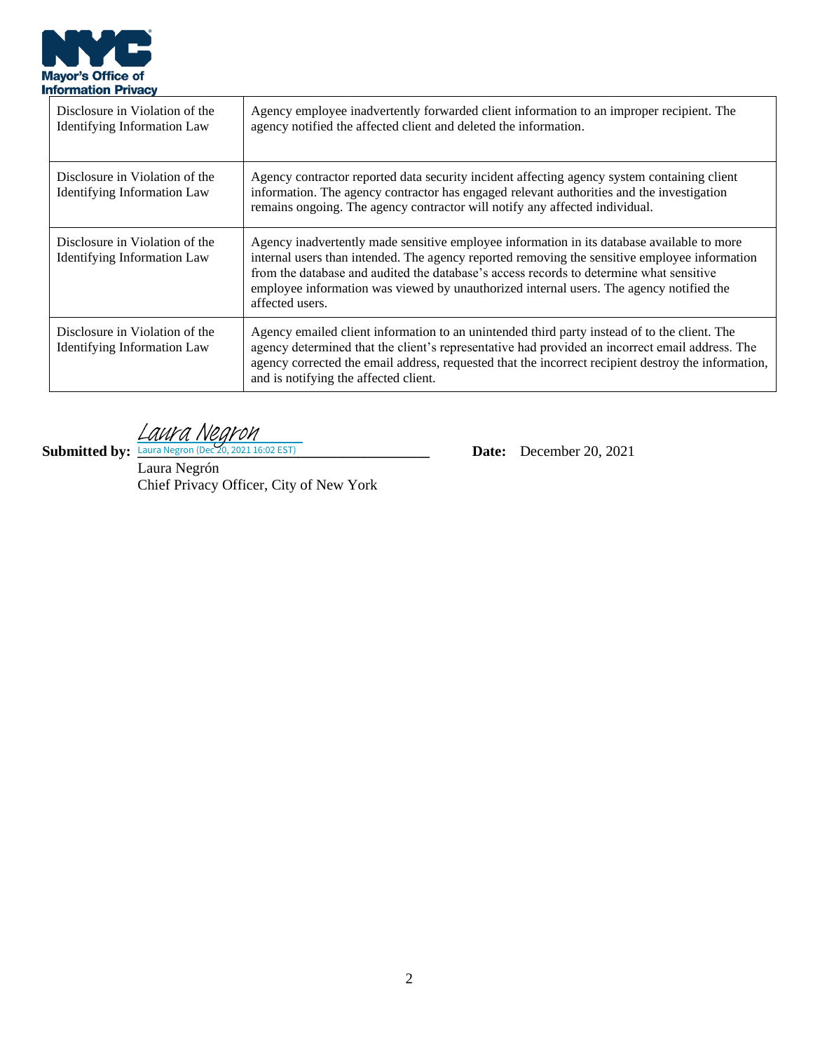**Mayor's Office of Information Privacy**

| | |
|---|---|
| Disclosure in Violation of the Identifying Information Law | Agency employee inadvertently forwarded client information to an improper recipient. The agency notified the affected client and deleted the information. |
| Disclosure in Violation of the Identifying Information Law | Agency contractor reported data security incident affecting agency system containing client information. The agency contractor has engaged relevant authorities and the investigation remains ongoing. The agency contractor will notify any affected individual. |
| Disclosure in Violation of the Identifying Information Law | Agency inadvertently made sensitive employee information in its database available to more internal users than intended. The agency reported removing the sensitive employee information from the database and audited the database's access records to determine what sensitive employee information was viewed by unauthorized internal users. The agency notified the affected users. |
| Disclosure in Violation of the Identifying Information Law | Agency emailed client information to an unintended third party instead of to the client. The agency determined that the client's representative had provided an incorrect email address. The agency corrected the email address, requested that the incorrect recipient destroy the information, and is notifying the affected client. |

**Submitted by:** Laura Negron
Laura Negron (Dec 20, 2021 16:02 EST)

Laura Negrón
Chief Privacy Officer, City of New York

**Date:** December 20, 2021